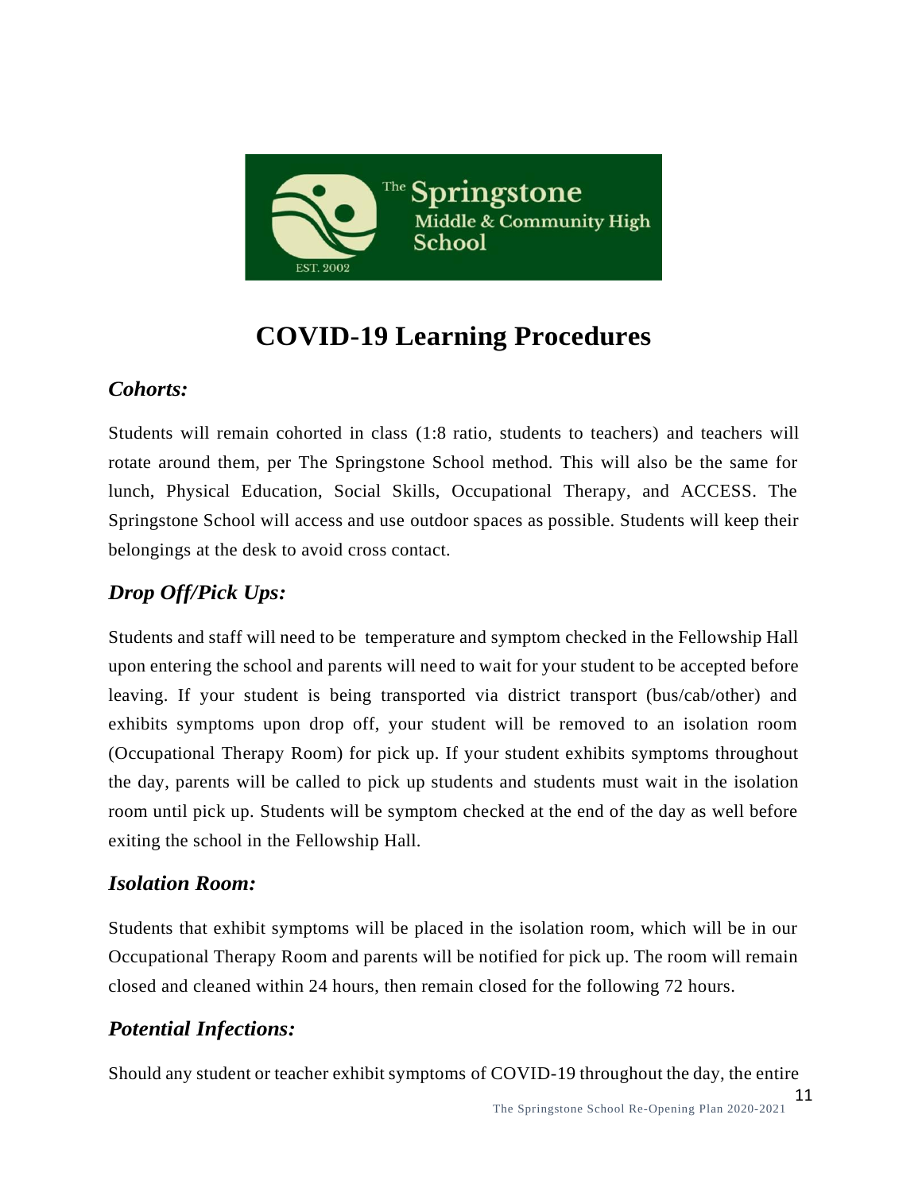The Springstone Middle & Community High School

EST. 2002

# COVID-19 Learning Procedures

## *Cohorts:*

Students will remain cohorted in class (1:8 ratio, students to teachers) and teachers will rotate around them, per The Springstone School method. This will also be the same for lunch, Physical Education, Social Skills, Occupational Therapy, and ACCESS. The Springstone School will access and use outdoor spaces as possible. Students will keep their belongings at the desk to avoid cross contact.

## *Drop Off/Pick Ups:*

Students and staff will need to be temperature and symptom checked in the Fellowship Hall upon entering the school and parents will need to wait for your student to be accepted before leaving. If your student is being transported via district transport (bus/cab/other) and exhibits symptoms upon drop off, your student will be removed to an isolation room (Occupational Therapy Room) for pick up. If your student exhibits symptoms throughout the day, parents will be called to pick up students and students must wait in the isolation room until pick up. Students will be symptom checked at the end of the day as well before exiting the school in the Fellowship Hall.

## *Isolation Room:*

Students that exhibit symptoms will be placed in the isolation room, which will be in our Occupational Therapy Room and parents will be notified for pick up. The room will remain closed and cleaned within 24 hours, then remain closed for the following 72 hours.

## *Potential Infections:*

Should any student or teacher exhibit symptoms of COVID-19 throughout the day, the entire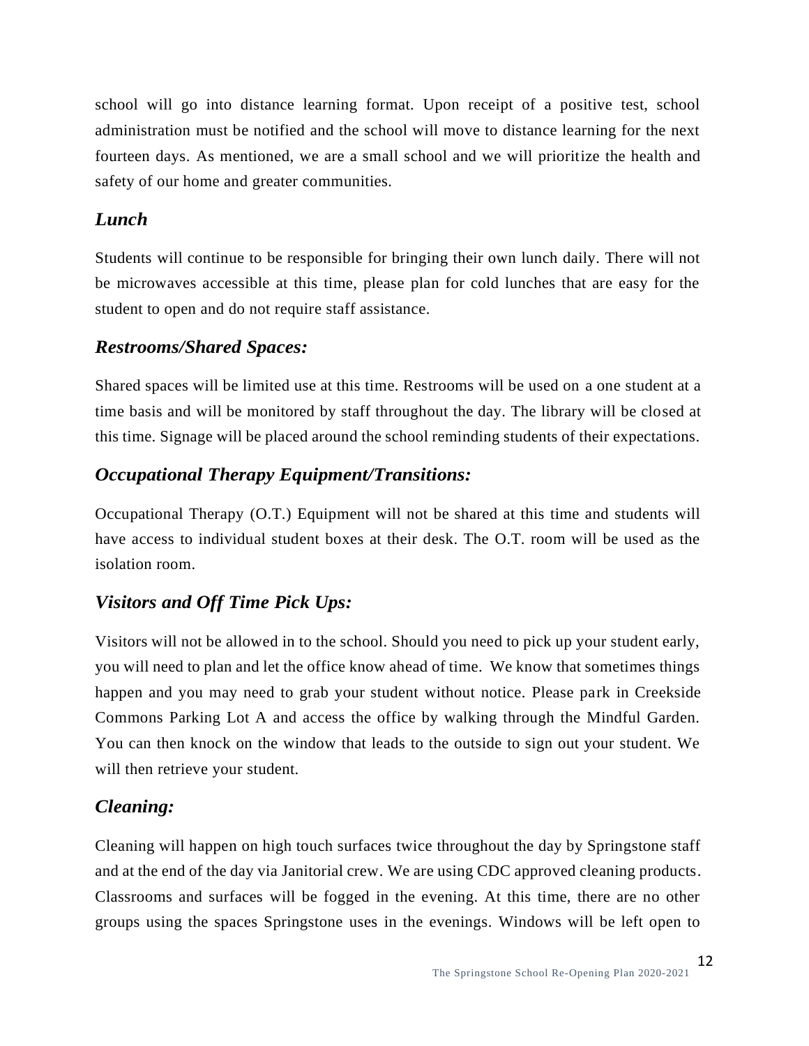school will go into distance learning format. Upon receipt of a positive test, school administration must be notified and the school will move to distance learning for the next fourteen days. As mentioned, we are a small school and we will prioritize the health and safety of our home and greater communities.

### *Lunch*

Students will continue to be responsible for bringing their own lunch daily. There will not be microwaves accessible at this time, please plan for cold lunches that are easy for the student to open and do not require staff assistance.

### *Restrooms/Shared Spaces:*

Shared spaces will be limited use at this time. Restrooms will be used on a one student at a time basis and will be monitored by staff throughout the day. The library will be closed at this time. Signage will be placed around the school reminding students of their expectations.

### *Occupational Therapy Equipment/Transitions:*

Occupational Therapy (O.T.) Equipment will not be shared at this time and students will have access to individual student boxes at their desk. The O.T. room will be used as the isolation room.

### *Visitors and Off Time Pick Ups:*

Visitors will not be allowed in to the school. Should you need to pick up your student early, you will need to plan and let the office know ahead of time. We know that sometimes things happen and you may need to grab your student without notice. Please park in Creekside Commons Parking Lot A and access the office by walking through the Mindful Garden. You can then knock on the window that leads to the outside to sign out your student. We will then retrieve your student.

### *Cleaning:*

Cleaning will happen on high touch surfaces twice throughout the day by Springstone staff and at the end of the day via Janitorial crew. We are using CDC approved cleaning products. Classrooms and surfaces will be fogged in the evening. At this time, there are no other groups using the spaces Springstone uses in the evenings. Windows will be left open to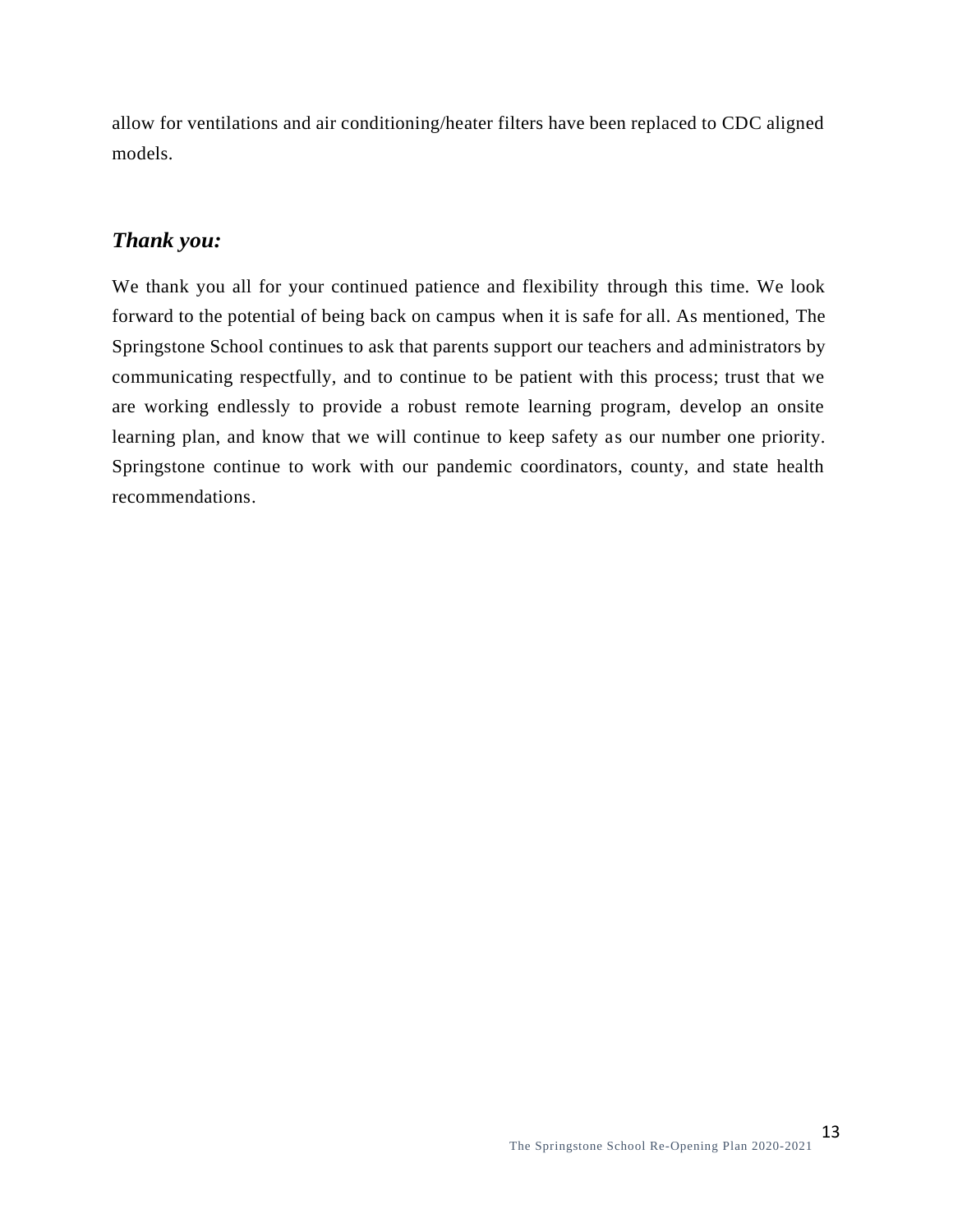allow for ventilations and air conditioning/heater filters have been replaced to CDC aligned models.

### ***Thank you:***

We thank you all for your continued patience and flexibility through this time. We look forward to the potential of being back on campus when it is safe for all. As mentioned, The Springstone School continues to ask that parents support our teachers and administrators by communicating respectfully, and to continue to be patient with this process; trust that we are working endlessly to provide a robust remote learning program, develop an onsite learning plan, and know that we will continue to keep safety as our number one priority. Springstone continue to work with our pandemic coordinators, county, and state health recommendations.